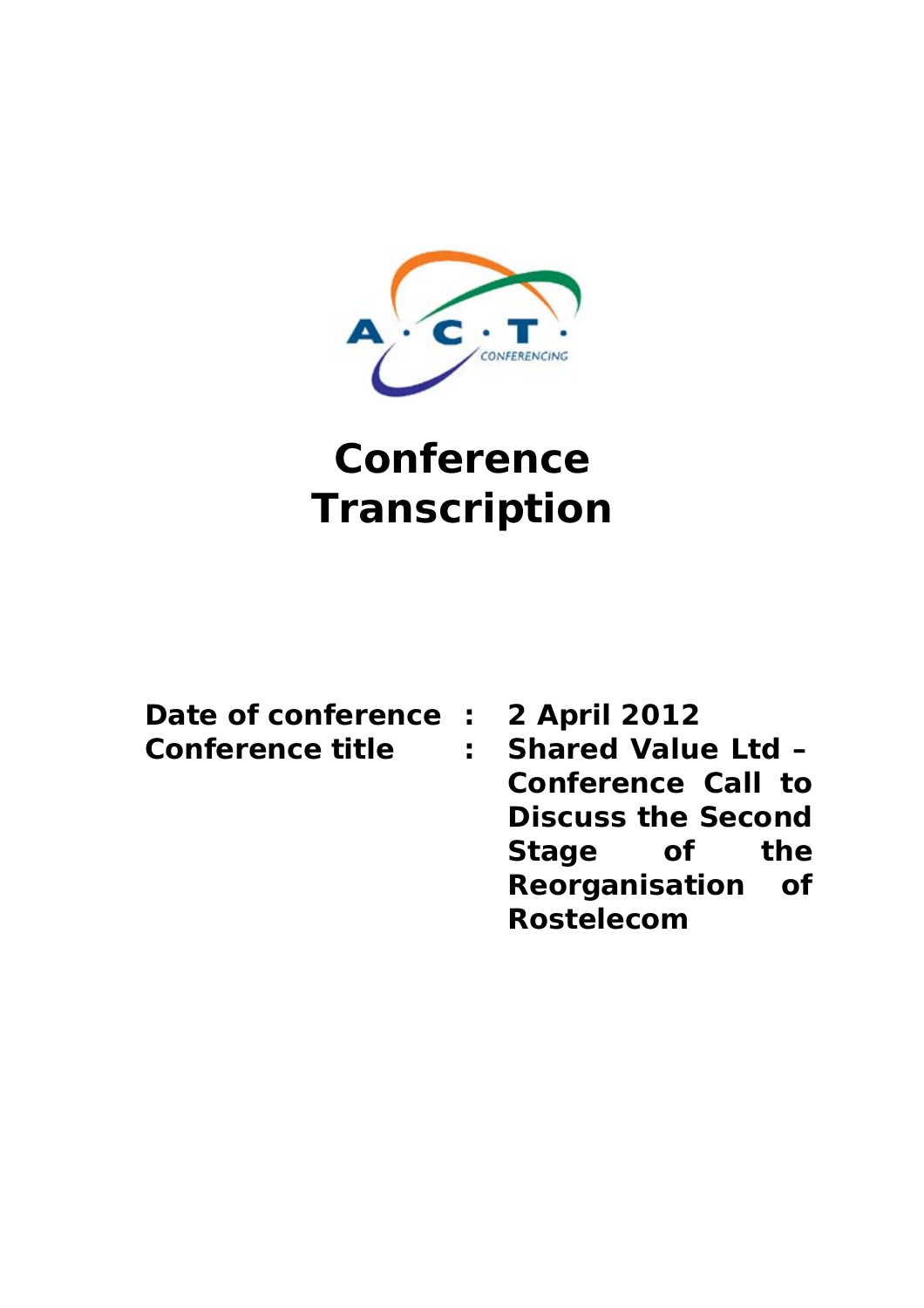# Conference Transcription

| | | |
|---|---|---|
| **Date of conference** | **:** | **2 April 2012** |
| **Conference title** | **:** | **Shared Value Ltd – Conference Call to Discuss the Second Stage of the Reorganisation of Rostelecom** |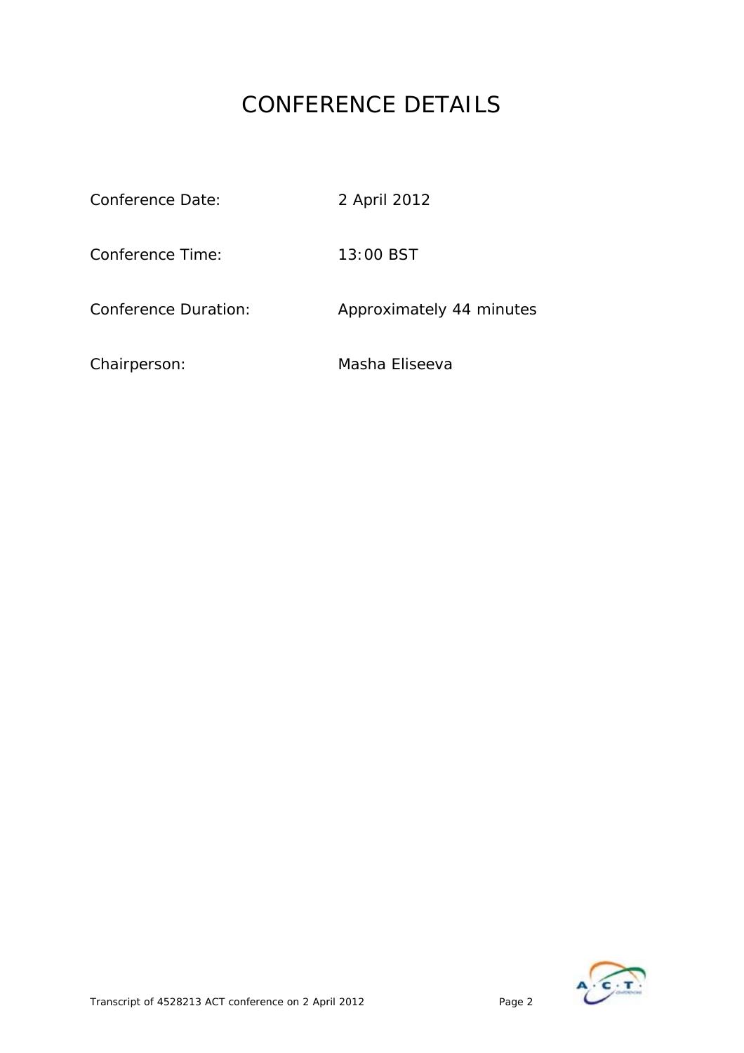# CONFERENCE DETAILS

| | |
|---|---|
| Conference Date: | 2 April 2012 |
| Conference Time: | 13:00 BST |
| Conference Duration: | Approximately 44 minutes |
| Chairperson: | Masha Eliseeva |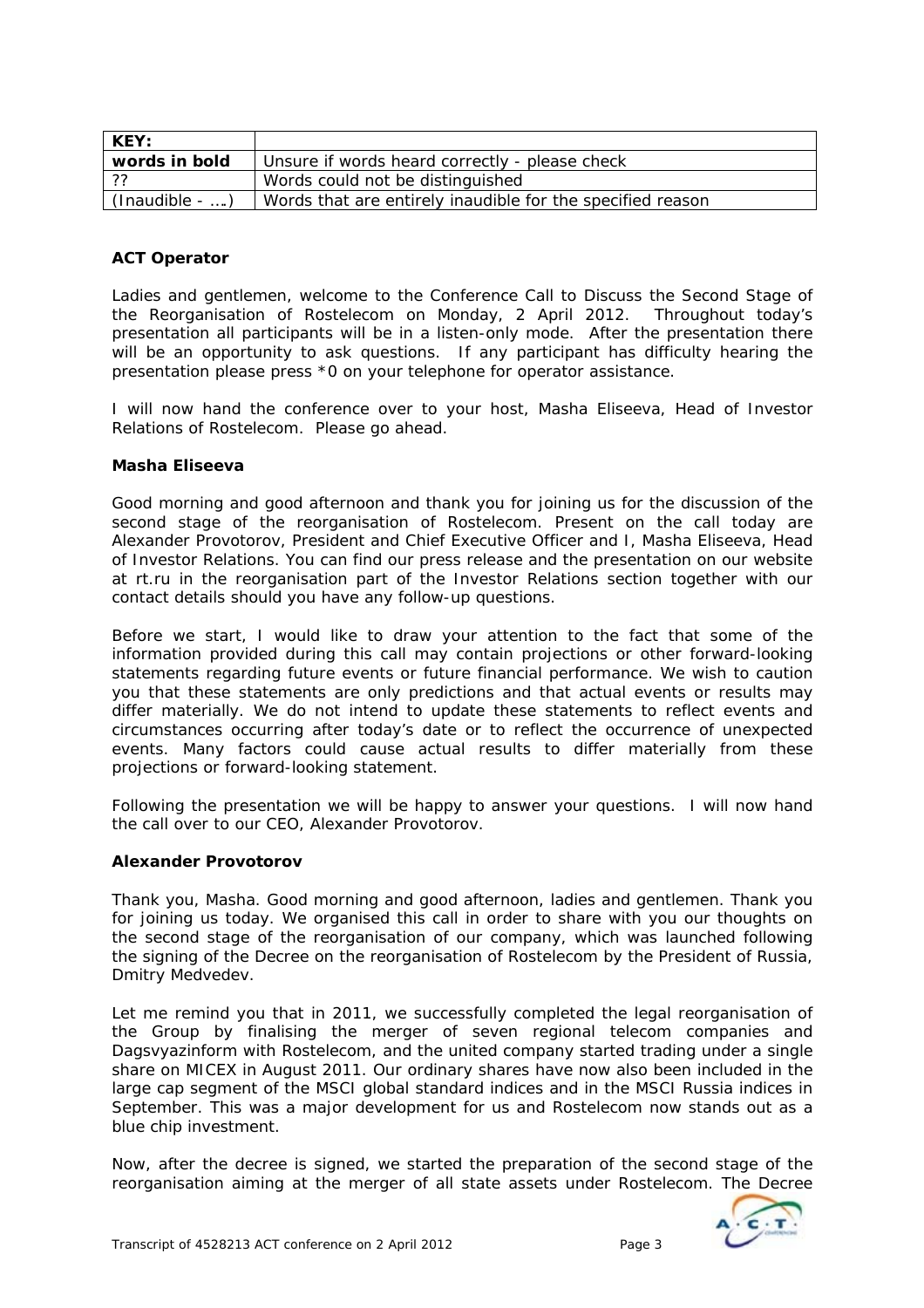| KEY: | |
|---|---|
| **words in bold** | Unsure if words heard correctly - please check |
| ?? | Words could not be distinguished |
| *(Inaudible - ….)* | Words that are entirely inaudible for the specified reason |

**ACT Operator**

Ladies and gentlemen, welcome to the Conference Call to Discuss the Second Stage of the Reorganisation of Rostelecom on Monday, 2 April 2012. Throughout today's presentation all participants will be in a listen-only mode. After the presentation there will be an opportunity to ask questions. If any participant has difficulty hearing the presentation please press *0 on your telephone for operator assistance.

I will now hand the conference over to your host, Masha Eliseeva, Head of Investor Relations of Rostelecom. Please go ahead.

**Masha Eliseeva**

Good morning and good afternoon and thank you for joining us for the discussion of the second stage of the reorganisation of Rostelecom. Present on the call today are Alexander Provotorov, President and Chief Executive Officer and I, Masha Eliseeva, Head of Investor Relations. You can find our press release and the presentation on our website at rt.ru in the reorganisation part of the Investor Relations section together with our contact details should you have any follow-up questions.

Before we start, I would like to draw your attention to the fact that some of the information provided during this call may contain projections or other forward-looking statements regarding future events or future financial performance. We wish to caution you that these statements are only predictions and that actual events or results may differ materially. We do not intend to update these statements to reflect events and circumstances occurring after today's date or to reflect the occurrence of unexpected events. Many factors could cause actual results to differ materially from these projections or forward-looking statement.

Following the presentation we will be happy to answer your questions. I will now hand the call over to our CEO, Alexander Provotorov.

**Alexander Provotorov**

Thank you, Masha. Good morning and good afternoon, ladies and gentlemen. Thank you for joining us today. We organised this call in order to share with you our thoughts on the second stage of the reorganisation of our company, which was launched following the signing of the Decree on the reorganisation of Rostelecom by the President of Russia, Dmitry Medvedev.

Let me remind you that in 2011, we successfully completed the legal reorganisation of the Group by finalising the merger of seven regional telecom companies and Dagsvyazinform with Rostelecom, and the united company started trading under a single share on MICEX in August 2011. Our ordinary shares have now also been included in the large cap segment of the MSCI global standard indices and in the MSCI Russia indices in September. This was a major development for us and Rostelecom now stands out as a blue chip investment.

Now, after the decree is signed, we started the preparation of the second stage of the reorganisation aiming at the merger of all state assets under Rostelecom. The Decree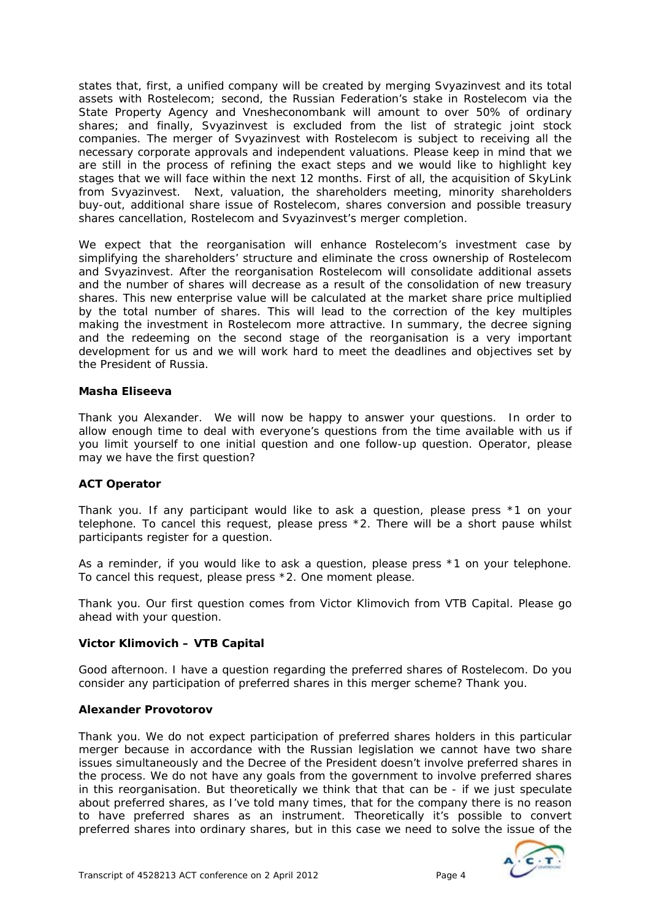states that, first, a unified company will be created by merging Svyazinvest and its total assets with Rostelecom; second, the Russian Federation's stake in Rostelecom via the State Property Agency and Vnesheconombank will amount to over 50% of ordinary shares; and finally, Svyazinvest is excluded from the list of strategic joint stock companies. The merger of Svyazinvest with Rostelecom is subject to receiving all the necessary corporate approvals and independent valuations. Please keep in mind that we are still in the process of refining the exact steps and we would like to highlight key stages that we will face within the next 12 months. First of all, the acquisition of SkyLink from Svyazinvest. Next, valuation, the shareholders meeting, minority shareholders buy-out, additional share issue of Rostelecom, shares conversion and possible treasury shares cancellation, Rostelecom and Svyazinvest's merger completion.

We expect that the reorganisation will enhance Rostelecom's investment case by simplifying the shareholders' structure and eliminate the cross ownership of Rostelecom and Svyazinvest. After the reorganisation Rostelecom will consolidate additional assets and the number of shares will decrease as a result of the consolidation of new treasury shares. This new enterprise value will be calculated at the market share price multiplied by the total number of shares. This will lead to the correction of the key multiples making the investment in Rostelecom more attractive. In summary, the decree signing and the redeeming on the second stage of the reorganisation is a very important development for us and we will work hard to meet the deadlines and objectives set by the President of Russia.

**Masha Eliseeva**

Thank you Alexander. We will now be happy to answer your questions. In order to allow enough time to deal with everyone's questions from the time available with us if you limit yourself to one initial question and one follow-up question. Operator, please may we have the first question?

**ACT Operator**

Thank you. If any participant would like to ask a question, please press *1 on your telephone. To cancel this request, please press *2. There will be a short pause whilst participants register for a question.

As a reminder, if you would like to ask a question, please press *1 on your telephone. To cancel this request, please press *2. One moment please.

Thank you. Our first question comes from Victor Klimovich from VTB Capital. Please go ahead with your question.

**Victor Klimovich – VTB Capital**

Good afternoon. I have a question regarding the preferred shares of Rostelecom. Do you consider any participation of preferred shares in this merger scheme? Thank you.

**Alexander Provotorov**

Thank you. We do not expect participation of preferred shares holders in this particular merger because in accordance with the Russian legislation we cannot have two share issues simultaneously and the Decree of the President doesn't involve preferred shares in the process. We do not have any goals from the government to involve preferred shares in this reorganisation. But theoretically we think that that can be - if we just speculate about preferred shares, as I've told many times, that for the company there is no reason to have preferred shares as an instrument. Theoretically it's possible to convert preferred shares into ordinary shares, but in this case we need to solve the issue of the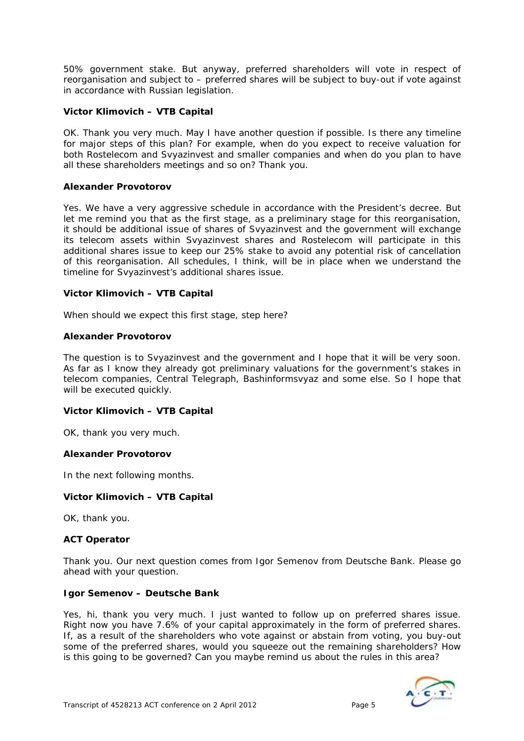50% government stake. But anyway, preferred shareholders will vote in respect of reorganisation and subject to – preferred shares will be subject to buy-out if vote against in accordance with Russian legislation.

**Victor Klimovich – VTB Capital**

OK. Thank you very much. May I have another question if possible. Is there any timeline for major steps of this plan? For example, when do you expect to receive valuation for both Rostelecom and Svyazinvest and smaller companies and when do you plan to have all these shareholders meetings and so on? Thank you.

**Alexander Provotorov**

Yes. We have a very aggressive schedule in accordance with the President's decree. But let me remind you that as the first stage, as a preliminary stage for this reorganisation, it should be additional issue of shares of Svyazinvest and the government will exchange its telecom assets within Svyazinvest shares and Rostelecom will participate in this additional shares issue to keep our 25% stake to avoid any potential risk of cancellation of this reorganisation. All schedules, I think, will be in place when we understand the timeline for Svyazinvest's additional shares issue.

**Victor Klimovich – VTB Capital**

When should we expect this first stage, step here?

**Alexander Provotorov**

The question is to Svyazinvest and the government and I hope that it will be very soon. As far as I know they already got preliminary valuations for the government's stakes in telecom companies, Central Telegraph, Bashinformsvyaz and some else. So I hope that will be executed quickly.

**Victor Klimovich – VTB Capital**

OK, thank you very much.

**Alexander Provotorov**

In the next following months.

**Victor Klimovich – VTB Capital**

OK, thank you.

**ACT Operator**

Thank you. Our next question comes from Igor Semenov from Deutsche Bank. Please go ahead with your question.

**Igor Semenov – Deutsche Bank**

Yes, hi, thank you very much. I just wanted to follow up on preferred shares issue. Right now you have 7.6% of your capital approximately in the form of preferred shares. If, as a result of the shareholders who vote against or abstain from voting, you buy-out some of the preferred shares, would you squeeze out the remaining shareholders? How is this going to be governed? Can you maybe remind us about the rules in this area?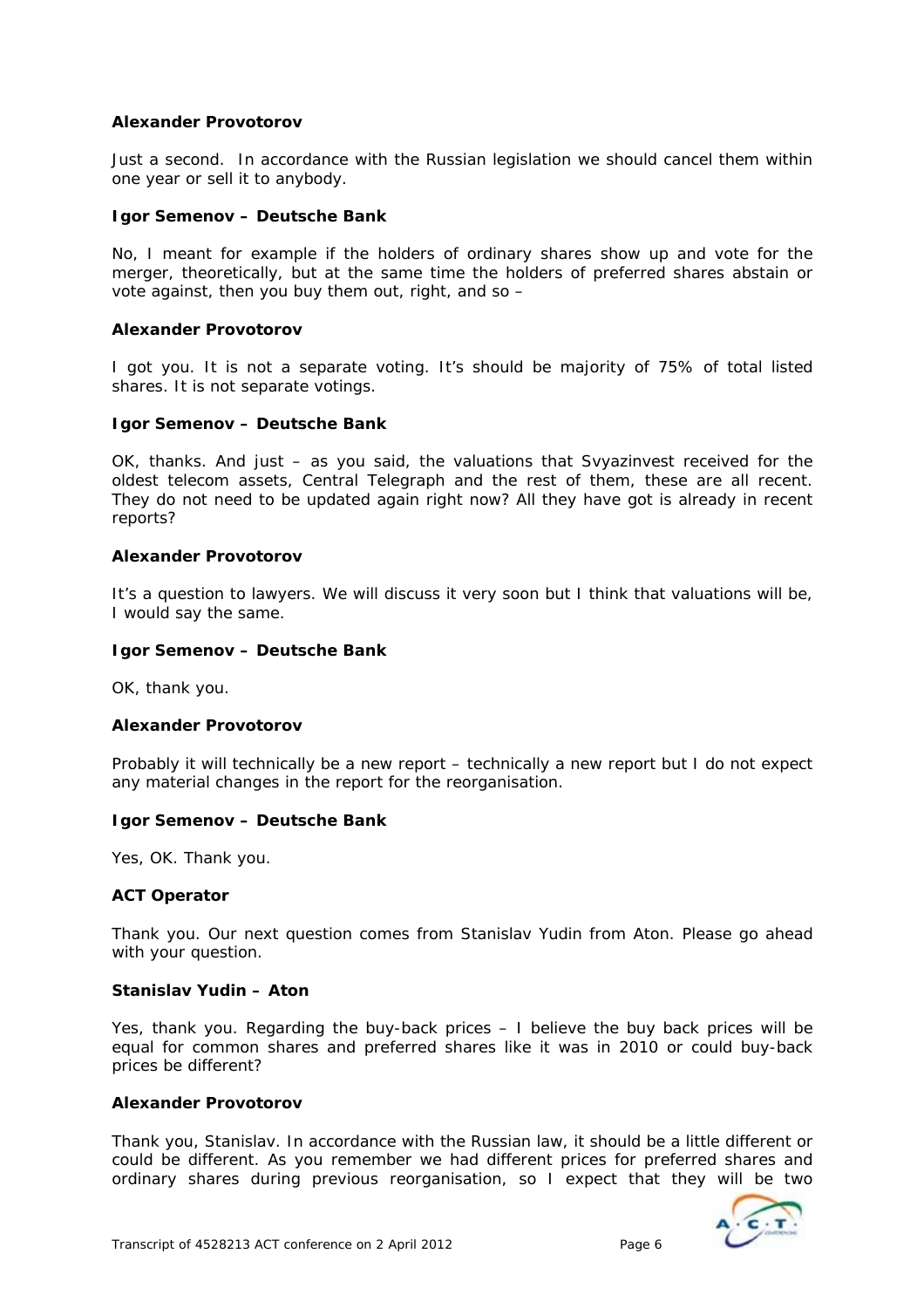**Alexander Provotorov**

*Just a second. In accordance with the Russian legislation we should cancel them within one year or sell it to anybody.*

**Igor Semenov – Deutsche Bank**

*No, I meant for example if the holders of ordinary shares show up and vote for the merger, theoretically, but at the same time the holders of preferred shares abstain or vote against, then you buy them out, right, and so –*

**Alexander Provotorov**

*I got you. It is not a separate voting. It's should be majority of 75% of total listed shares. It is not separate votings.*

**Igor Semenov – Deutsche Bank**

*OK, thanks. And just – as you said, the valuations that Svyazinvest received for the oldest telecom assets, Central Telegraph and the rest of them, these are all recent. They do not need to be updated again right now? All they have got is already in recent reports?*

**Alexander Provotorov**

*It's a question to lawyers. We will discuss it very soon but I think that valuations will be, I would say the same.*

**Igor Semenov – Deutsche Bank**

*OK, thank you.*

**Alexander Provotorov**

*Probably it will technically be a new report – technically a new report but I do not expect any material changes in the report for the reorganisation.*

**Igor Semenov – Deutsche Bank**

*Yes, OK. Thank you.*

**ACT Operator**

*Thank you. Our next question comes from Stanislav Yudin from Aton. Please go ahead with your question.*

**Stanislav Yudin – Aton**

*Yes, thank you. Regarding the buy-back prices – I believe the buy back prices will be equal for common shares and preferred shares like it was in 2010 or could buy-back prices be different?*

**Alexander Provotorov**

*Thank you, Stanislav. In accordance with the Russian law, it should be a little different or could be different. As you remember we had different prices for preferred shares and ordinary shares during previous reorganisation, so I expect that they will be two*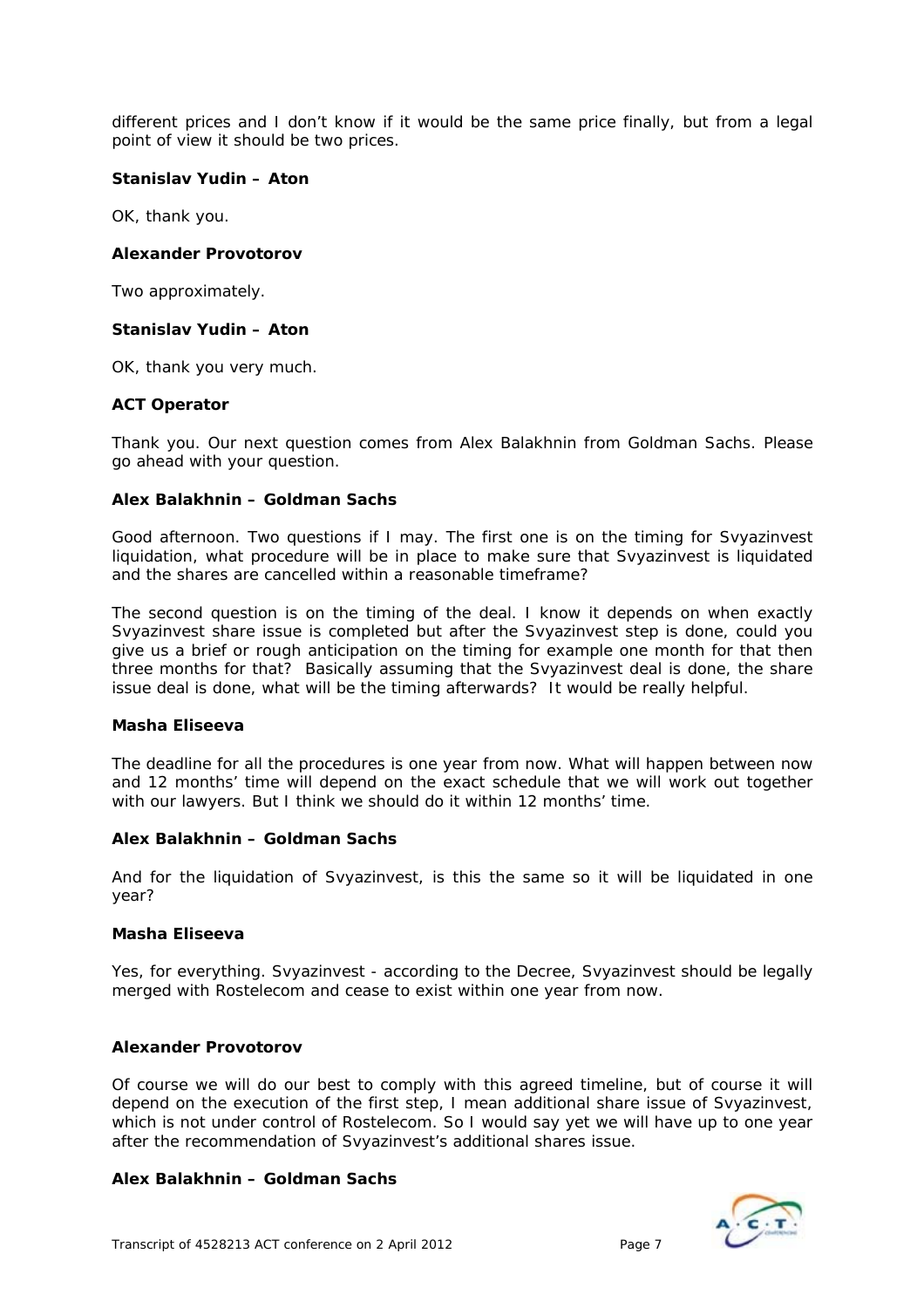different prices and I don't know if it would be the same price finally, but from a legal point of view it should be two prices.

**Stanislav Yudin – Aton**

OK, thank you.

**Alexander Provotorov**

Two approximately.

**Stanislav Yudin – Aton**

OK, thank you very much.

**ACT Operator**

Thank you. Our next question comes from Alex Balakhnin from Goldman Sachs. Please go ahead with your question.

**Alex Balakhnin – Goldman Sachs**

Good afternoon. Two questions if I may. The first one is on the timing for Svyazinvest liquidation, what procedure will be in place to make sure that Svyazinvest is liquidated and the shares are cancelled within a reasonable timeframe?

The second question is on the timing of the deal. I know it depends on when exactly Svyazinvest share issue is completed but after the Svyazinvest step is done, could you give us a brief or rough anticipation on the timing for example one month for that then three months for that? Basically assuming that the Svyazinvest deal is done, the share issue deal is done, what will be the timing afterwards? It would be really helpful.

**Masha Eliseeva**

The deadline for all the procedures is one year from now. What will happen between now and 12 months' time will depend on the exact schedule that we will work out together with our lawyers. But I think we should do it within 12 months' time.

**Alex Balakhnin – Goldman Sachs**

And for the liquidation of Svyazinvest, is this the same so it will be liquidated in one year?

**Masha Eliseeva**

Yes, for everything. Svyazinvest - according to the Decree, Svyazinvest should be legally merged with Rostelecom and cease to exist within one year from now.

**Alexander Provotorov**

Of course we will do our best to comply with this agreed timeline, but of course it will depend on the execution of the first step, I mean additional share issue of Svyazinvest, which is not under control of Rostelecom. So I would say yet we will have up to one year after the recommendation of Svyazinvest's additional shares issue.

**Alex Balakhnin – Goldman Sachs**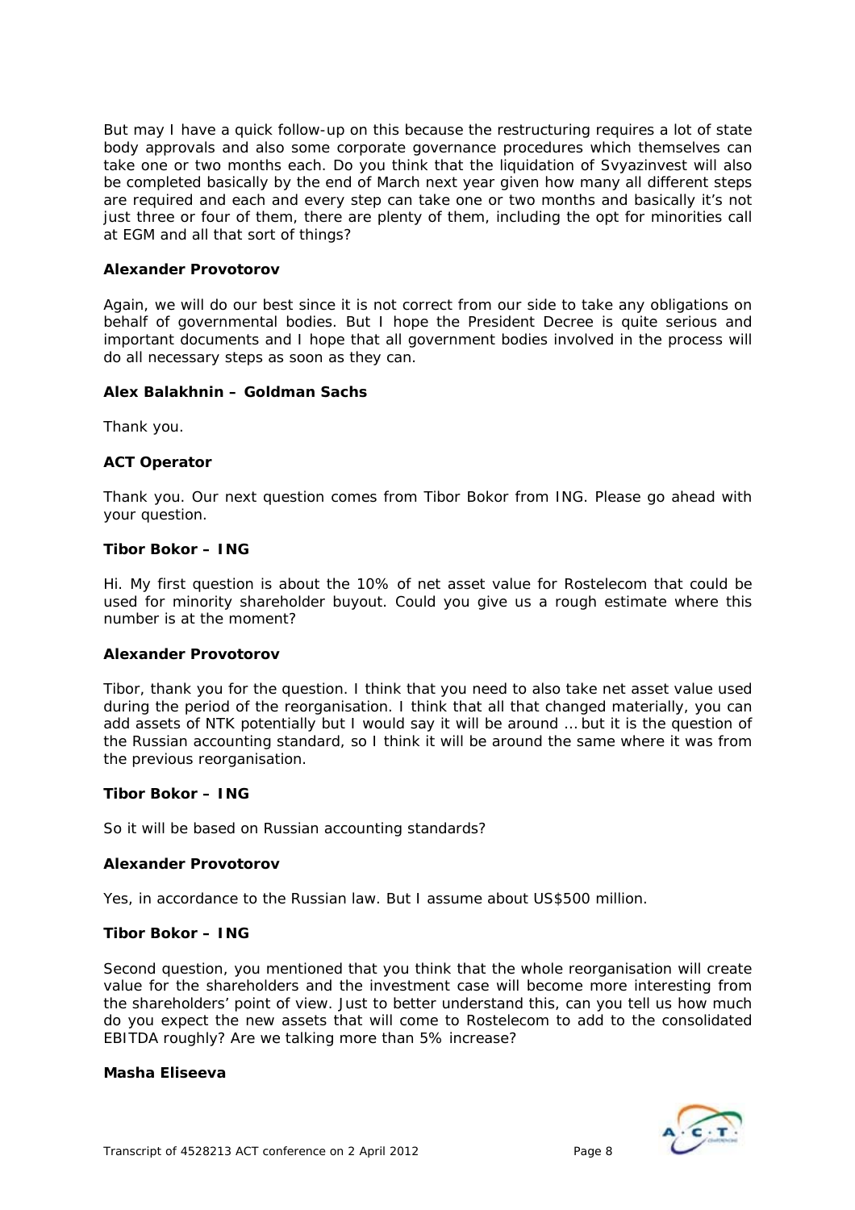But may I have a quick follow-up on this because the restructuring requires a lot of state body approvals and also some corporate governance procedures which themselves can take one or two months each. Do you think that the liquidation of Svyazinvest will also be completed basically by the end of March next year given how many all different steps are required and each and every step can take one or two months and basically it's not just three or four of them, there are plenty of them, including the opt for minorities call at EGM and all that sort of things?

**Alexander Provotorov**

Again, we will do our best since it is not correct from our side to take any obligations on behalf of governmental bodies. But I hope the President Decree is quite serious and important documents and I hope that all government bodies involved in the process will do all necessary steps as soon as they can.

**Alex Balakhnin – Goldman Sachs**

Thank you.

**ACT Operator**

Thank you. Our next question comes from Tibor Bokor from ING. Please go ahead with your question.

**Tibor Bokor – ING**

Hi. My first question is about the 10% of net asset value for Rostelecom that could be used for minority shareholder buyout. Could you give us a rough estimate where this number is at the moment?

**Alexander Provotorov**

Tibor, thank you for the question. I think that you need to also take net asset value used during the period of the reorganisation. I think that all that changed materially, you can add assets of NTK potentially but I would say it will be around … but it is the question of the Russian accounting standard, so I think it will be around the same where it was from the previous reorganisation.

**Tibor Bokor – ING**

So it will be based on Russian accounting standards?

**Alexander Provotorov**

Yes, in accordance to the Russian law. But I assume about US$500 million.

**Tibor Bokor – ING**

Second question, you mentioned that you think that the whole reorganisation will create value for the shareholders and the investment case will become more interesting from the shareholders' point of view. Just to better understand this, can you tell us how much do you expect the new assets that will come to Rostelecom to add to the consolidated EBITDA roughly? Are we talking more than 5% increase?

**Masha Eliseeva**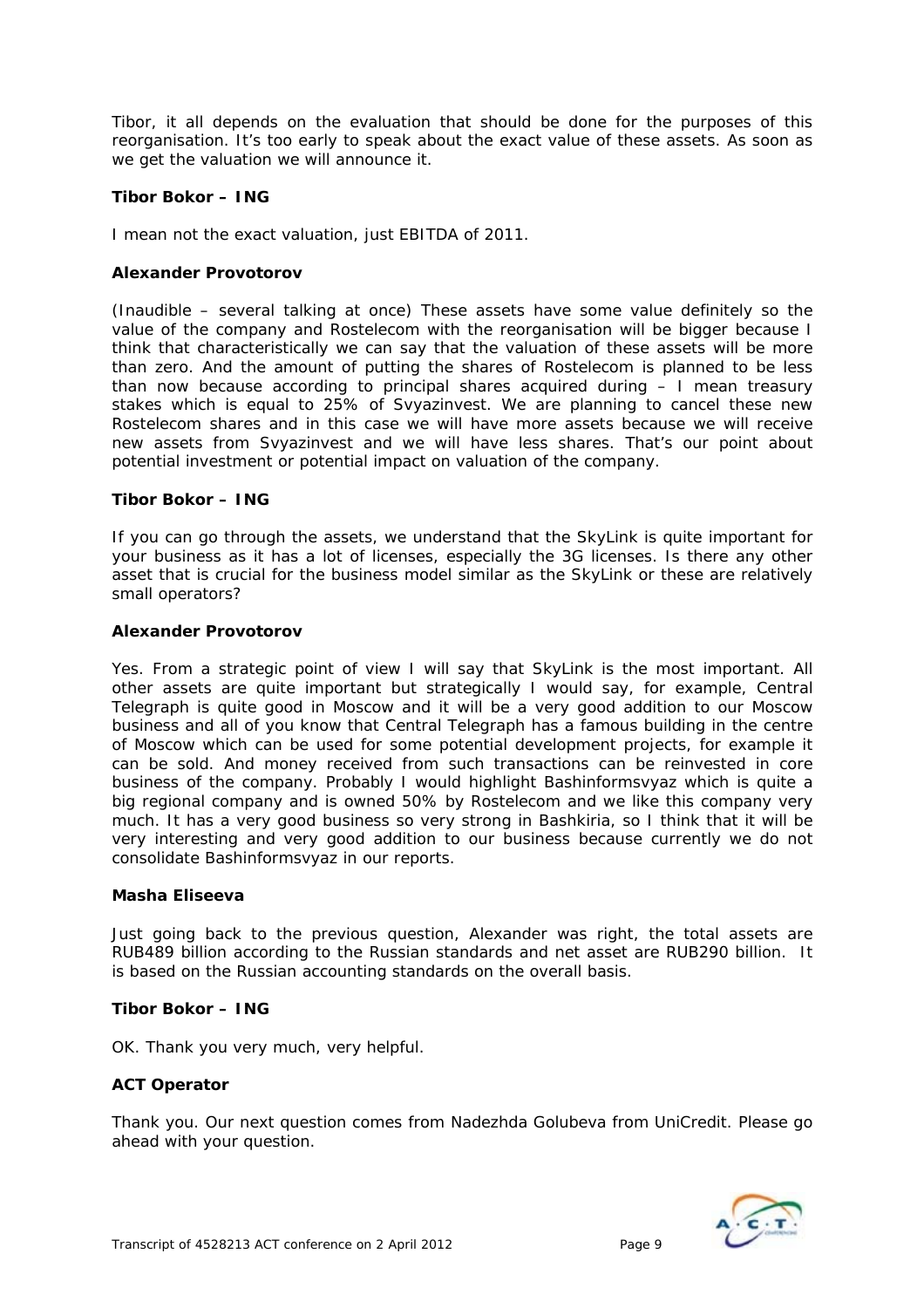Tibor, it all depends on the evaluation that should be done for the purposes of this reorganisation. It's too early to speak about the exact value of these assets. As soon as we get the valuation we will announce it.

**Tibor Bokor – ING**

I mean not the exact valuation, just EBITDA of 2011.

**Alexander Provotorov**

*(Inaudible – several talking at once)* These assets have some value definitely so the value of the company and Rostelecom with the reorganisation will be bigger because I think that characteristically we can say that the valuation of these assets will be more than zero. And the amount of putting the shares of Rostelecom is planned to be less than now because according to principal shares acquired during – I mean treasury stakes which is equal to 25% of Svyazinvest. We are planning to cancel these new Rostelecom shares and in this case we will have more assets because we will receive new assets from Svyazinvest and we will have less shares. That's our point about potential investment or potential impact on valuation of the company.

**Tibor Bokor – ING**

If you can go through the assets, we understand that the SkyLink is quite important for your business as it has a lot of licenses, especially the 3G licenses. Is there any other asset that is crucial for the business model similar as the SkyLink or these are relatively small operators?

**Alexander Provotorov**

Yes. From a strategic point of view I will say that SkyLink is the most important. All other assets are quite important but strategically I would say, for example, Central Telegraph is quite good in Moscow and it will be a very good addition to our Moscow business and all of you know that Central Telegraph has a famous building in the centre of Moscow which can be used for some potential development projects, for example it can be sold. And money received from such transactions can be reinvested in core business of the company. Probably I would highlight Bashinformsvyaz which is quite a big regional company and is owned 50% by Rostelecom and we like this company very much. It has a very good business so very strong in Bashkiria, so I think that it will be very interesting and very good addition to our business because currently we do not consolidate Bashinformsvyaz in our reports.

**Masha Eliseeva**

Just going back to the previous question, Alexander was right, the total assets are RUB489 billion according to the Russian standards and net asset are RUB290 billion. It is based on the Russian accounting standards on the overall basis.

**Tibor Bokor – ING**

OK. Thank you very much, very helpful.

**ACT Operator**

Thank you. Our next question comes from Nadezhda Golubeva from UniCredit. Please go ahead with your question.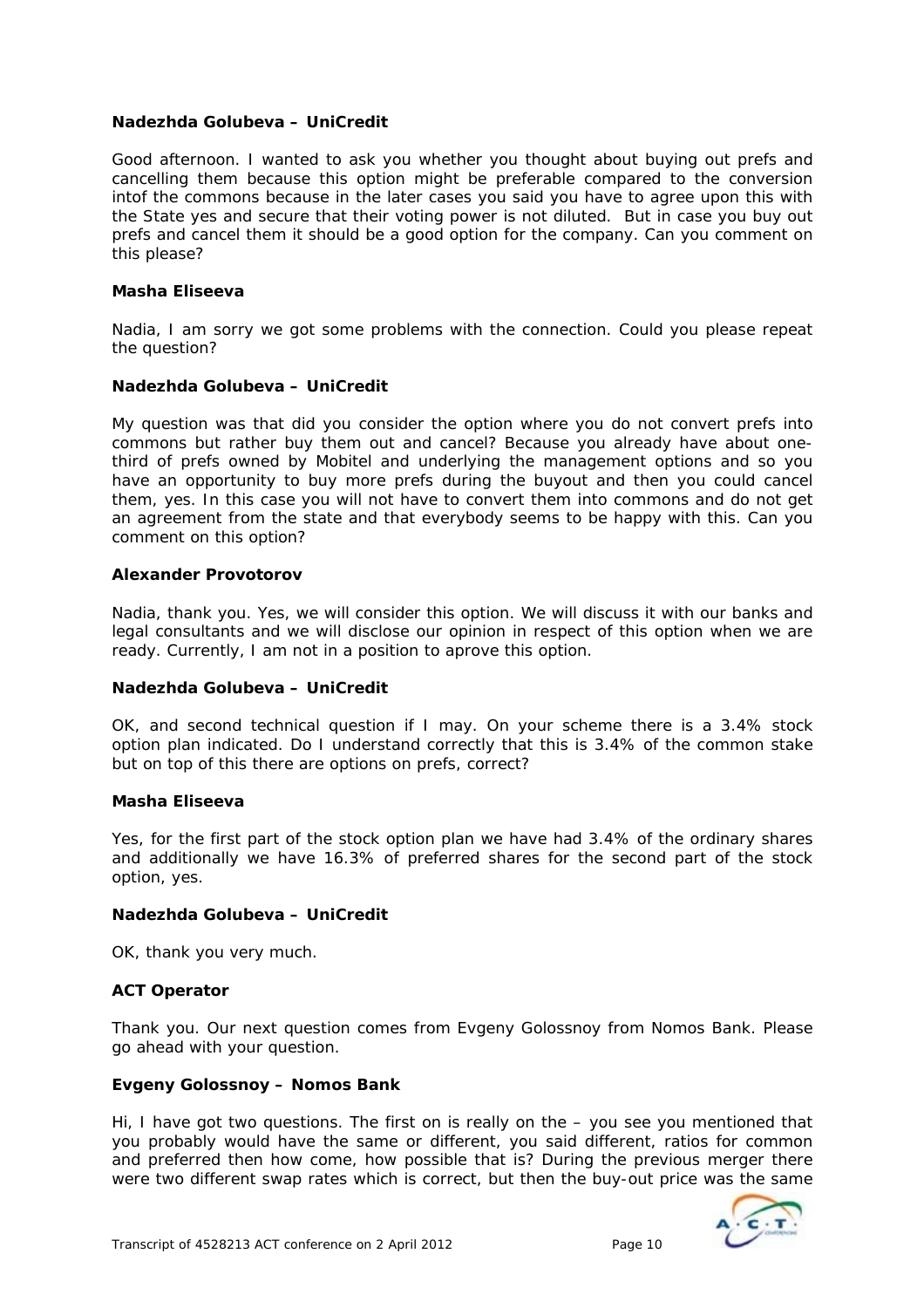**Nadezhda Golubeva – UniCredit**

Good afternoon. I wanted to ask you whether you thought about buying out prefs and cancelling them because this option might be preferable compared to the conversion intof the commons because in the later cases you said you have to agree upon this with the State yes and secure that their voting power is not diluted. But in case you buy out prefs and cancel them it should be a good option for the company. Can you comment on this please?

**Masha Eliseeva**

Nadia, I am sorry we got some problems with the connection. Could you please repeat the question?

**Nadezhda Golubeva – UniCredit**

My question was that did you consider the option where you do not convert prefs into commons but rather buy them out and cancel? Because you already have about one-third of prefs owned by Mobitel and underlying the management options and so you have an opportunity to buy more prefs during the buyout and then you could cancel them, yes. In this case you will not have to convert them into commons and do not get an agreement from the state and that everybody seems to be happy with this. Can you comment on this option?

**Alexander Provotorov**

Nadia, thank you. Yes, we will consider this option. We will discuss it with our banks and legal consultants and we will disclose our opinion in respect of this option when we are ready. Currently, I am not in a position to aprove this option.

**Nadezhda Golubeva – UniCredit**

OK, and second technical question if I may. On your scheme there is a 3.4% stock option plan indicated. Do I understand correctly that this is 3.4% of the common stake but on top of this there are options on prefs, correct?

**Masha Eliseeva**

Yes, for the first part of the stock option plan we have had 3.4% of the ordinary shares and additionally we have 16.3% of preferred shares for the second part of the stock option, yes.

**Nadezhda Golubeva – UniCredit**

OK, thank you very much.

**ACT Operator**

Thank you. Our next question comes from Evgeny Golossnoy from Nomos Bank. Please go ahead with your question.

**Evgeny Golossnoy – Nomos Bank**

Hi, I have got two questions. The first on is really on the – you see you mentioned that you probably would have the same or different, you said different, ratios for common and preferred then how come, how possible that is? During the previous merger there were two different swap rates which is correct, but then the buy-out price was the same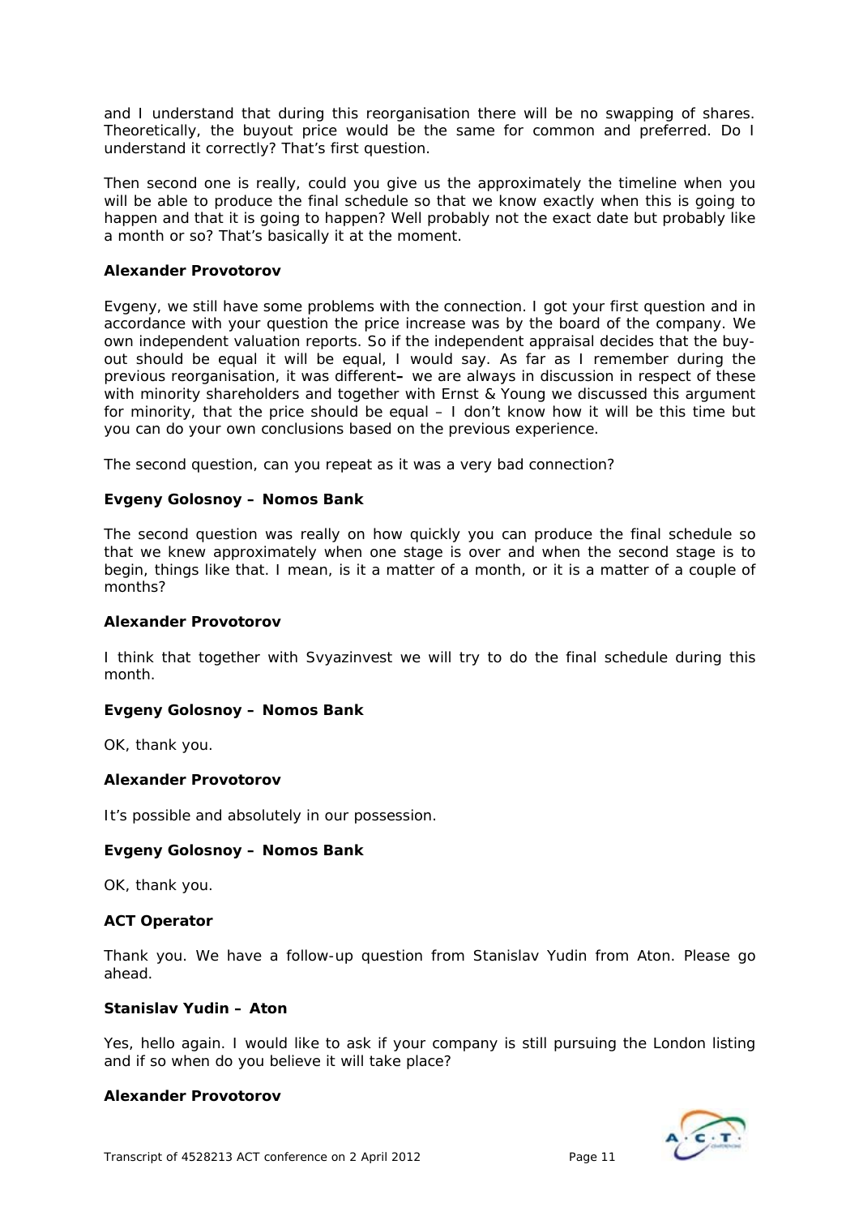and I understand that during this reorganisation there will be no swapping of shares. Theoretically, the buyout price would be the same for common and preferred. Do I understand it correctly? That's first question.

Then second one is really, could you give us the approximately the timeline when you will be able to produce the final schedule so that we know exactly when this is going to happen and that it is going to happen? Well probably not the exact date but probably like a month or so? That's basically it at the moment.

**Alexander Provotorov**

Evgeny, we still have some problems with the connection. I got your first question and in accordance with your question the price increase was by the board of the company. We own independent valuation reports. So if the independent appraisal decides that the buy-out should be equal it will be equal, I would say. As far as I remember during the previous reorganisation, it was different**–** we are always in discussion in respect of these with minority shareholders and together with Ernst & Young we discussed this argument for minority, that the price should be equal – I don't know how it will be this time but you can do your own conclusions based on the previous experience.

The second question, can you repeat as it was a very bad connection?

**Evgeny Golosnoy – Nomos Bank**

The second question was really on how quickly you can produce the final schedule so that we knew approximately when one stage is over and when the second stage is to begin, things like that. I mean, is it a matter of a month, or it is a matter of a couple of months?

**Alexander Provotorov**

I think that together with Svyazinvest we will try to do the final schedule during this month.

**Evgeny Golosnoy – Nomos Bank**

OK, thank you.

**Alexander Provotorov**

It's possible and absolutely in our possession.

**Evgeny Golosnoy – Nomos Bank**

OK, thank you.

**ACT Operator**

Thank you. We have a follow-up question from Stanislav Yudin from Aton. Please go ahead.

**Stanislav Yudin – Aton**

Yes, hello again. I would like to ask if your company is still pursuing the London listing and if so when do you believe it will take place?

**Alexander Provotorov**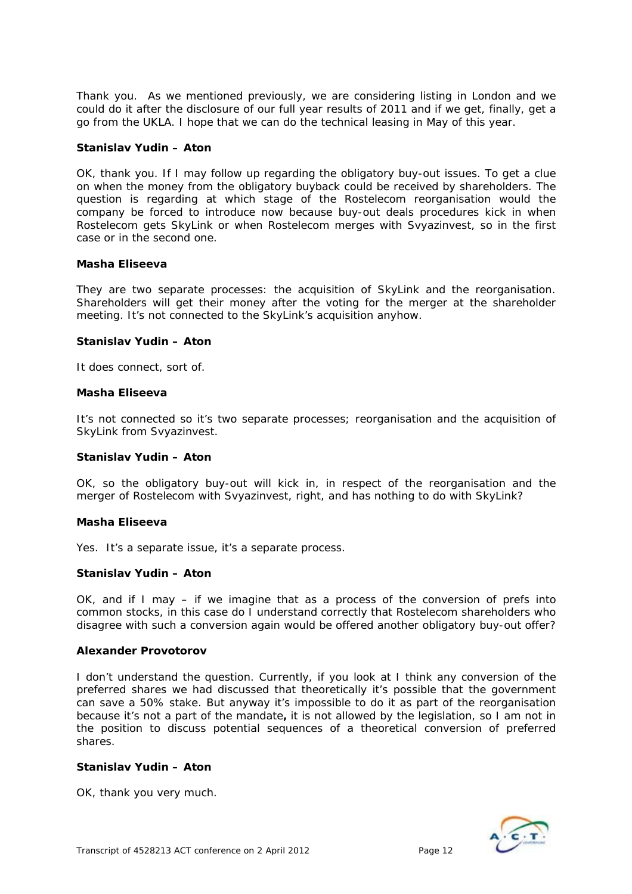Thank you. As we mentioned previously, we are considering listing in London and we could do it after the disclosure of our full year results of 2011 and if we get, finally, get a go from the UKLA. I hope that we can do the technical leasing in May of this year.

**Stanislav Yudin – Aton**

OK, thank you. If I may follow up regarding the obligatory buy-out issues. To get a clue on when the money from the obligatory buyback could be received by shareholders. The question is regarding at which stage of the Rostelecom reorganisation would the company be forced to introduce now because buy-out deals procedures kick in when Rostelecom gets SkyLink or when Rostelecom merges with Svyazinvest, so in the first case or in the second one.

**Masha Eliseeva**

They are two separate processes: the acquisition of SkyLink and the reorganisation. Shareholders will get their money after the voting for the merger at the shareholder meeting. It's not connected to the SkyLink's acquisition anyhow.

**Stanislav Yudin – Aton**

It does connect, sort of.

**Masha Eliseeva**

It's not connected so it's two separate processes; reorganisation and the acquisition of SkyLink from Svyazinvest.

**Stanislav Yudin – Aton**

OK, so the obligatory buy-out will kick in, in respect of the reorganisation and the merger of Rostelecom with Svyazinvest, right, and has nothing to do with SkyLink?

**Masha Eliseeva**

Yes. It's a separate issue, it's a separate process.

**Stanislav Yudin – Aton**

OK, and if I may – if we imagine that as a process of the conversion of prefs into common stocks, in this case do I understand correctly that Rostelecom shareholders who disagree with such a conversion again would be offered another obligatory buy-out offer?

**Alexander Provotorov**

I don't understand the question. Currently, if you look at I think any conversion of the preferred shares we had discussed that theoretically it's possible that the government can save a 50% stake. But anyway it's impossible to do it as part of the reorganisation because it's not a part of the mandate**,** it is not allowed by the legislation, so I am not in the position to discuss potential sequences of a theoretical conversion of preferred shares.

**Stanislav Yudin – Aton**

OK, thank you very much.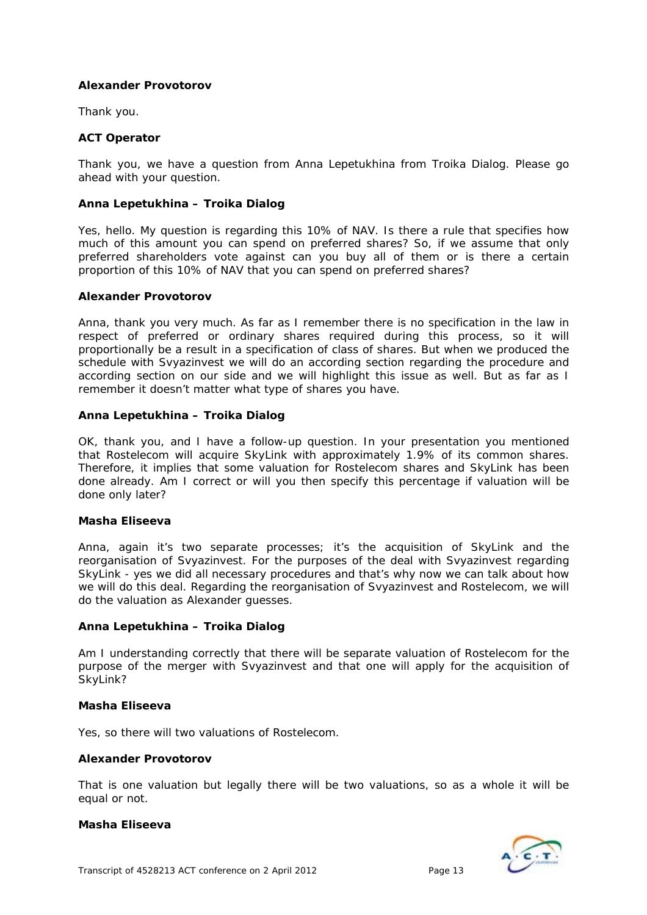**Alexander Provotorov**

Thank you.

**ACT Operator**

Thank you, we have a question from Anna Lepetukhina from Troika Dialog. Please go ahead with your question.

**Anna Lepetukhina – Troika Dialog**

Yes, hello. My question is regarding this 10% of NAV. Is there a rule that specifies how much of this amount you can spend on preferred shares? So, if we assume that only preferred shareholders vote against can you buy all of them or is there a certain proportion of this 10% of NAV that you can spend on preferred shares?

**Alexander Provotorov**

Anna, thank you very much. As far as I remember there is no specification in the law in respect of preferred or ordinary shares required during this process, so it will proportionally be a result in a specification of class of shares. But when we produced the schedule with Svyazinvest we will do an according section regarding the procedure and according section on our side and we will highlight this issue as well. But as far as I remember it doesn't matter what type of shares you have.

**Anna Lepetukhina – Troika Dialog**

OK, thank you, and I have a follow-up question. In your presentation you mentioned that Rostelecom will acquire SkyLink with approximately 1.9% of its common shares. Therefore, it implies that some valuation for Rostelecom shares and SkyLink has been done already. Am I correct or will you then specify this percentage if valuation will be done only later?

**Masha Eliseeva**

Anna, again it's two separate processes; it's the acquisition of SkyLink and the reorganisation of Svyazinvest. For the purposes of the deal with Svyazinvest regarding SkyLink - yes we did all necessary procedures and that's why now we can talk about how we will do this deal. Regarding the reorganisation of Svyazinvest and Rostelecom, we will do the valuation as Alexander guesses.

**Anna Lepetukhina – Troika Dialog**

Am I understanding correctly that there will be separate valuation of Rostelecom for the purpose of the merger with Svyazinvest and that one will apply for the acquisition of SkyLink?

**Masha Eliseeva**

Yes, so there will two valuations of Rostelecom.

**Alexander Provotorov**

That is one valuation but legally there will be two valuations, so as a whole it will be equal or not.

**Masha Eliseeva**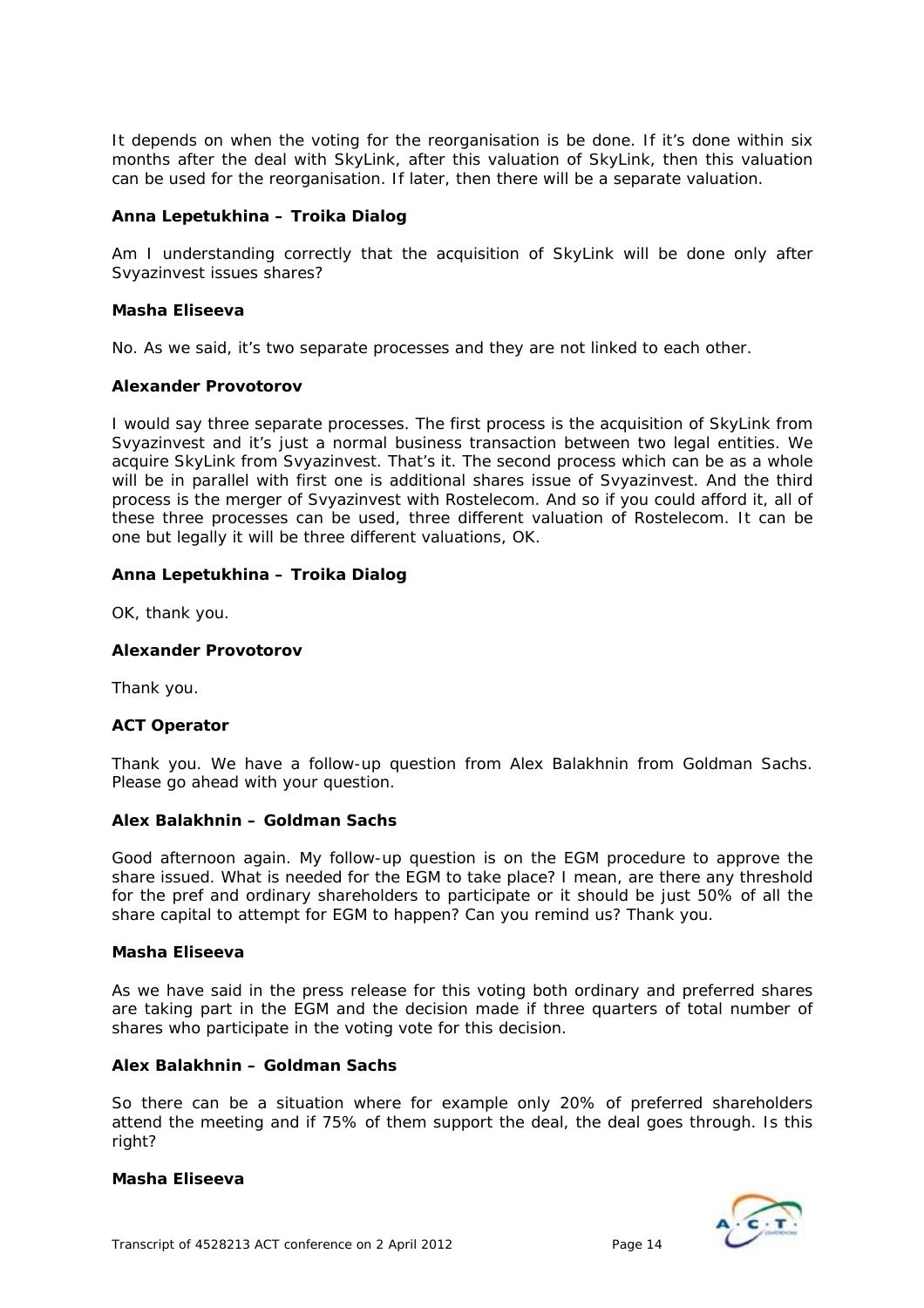It depends on when the voting for the reorganisation is be done. If it's done within six months after the deal with SkyLink, after this valuation of SkyLink, then this valuation can be used for the reorganisation. If later, then there will be a separate valuation.

**Anna Lepetukhina – Troika Dialog**

Am I understanding correctly that the acquisition of SkyLink will be done only after Svyazinvest issues shares?

**Masha Eliseeva**

No. As we said, it's two separate processes and they are not linked to each other.

**Alexander Provotorov**

I would say three separate processes. The first process is the acquisition of SkyLink from Svyazinvest and it's just a normal business transaction between two legal entities. We acquire SkyLink from Svyazinvest. That's it. The second process which can be as a whole will be in parallel with first one is additional shares issue of Svyazinvest. And the third process is the merger of Svyazinvest with Rostelecom. And so if you could afford it, all of these three processes can be used, three different valuation of Rostelecom. It can be one but legally it will be three different valuations, OK.

**Anna Lepetukhina – Troika Dialog**

OK, thank you.

**Alexander Provotorov**

Thank you.

**ACT Operator**

Thank you. We have a follow-up question from Alex Balakhnin from Goldman Sachs. Please go ahead with your question.

**Alex Balakhnin – Goldman Sachs**

Good afternoon again. My follow-up question is on the EGM procedure to approve the share issued. What is needed for the EGM to take place? I mean, are there any threshold for the pref and ordinary shareholders to participate or it should be just 50% of all the share capital to attempt for EGM to happen? Can you remind us? Thank you.

**Masha Eliseeva**

As we have said in the press release for this voting both ordinary and preferred shares are taking part in the EGM and the decision made if three quarters of total number of shares who participate in the voting vote for this decision.

**Alex Balakhnin – Goldman Sachs**

So there can be a situation where for example only 20% of preferred shareholders attend the meeting and if 75% of them support the deal, the deal goes through. Is this right?

**Masha Eliseeva**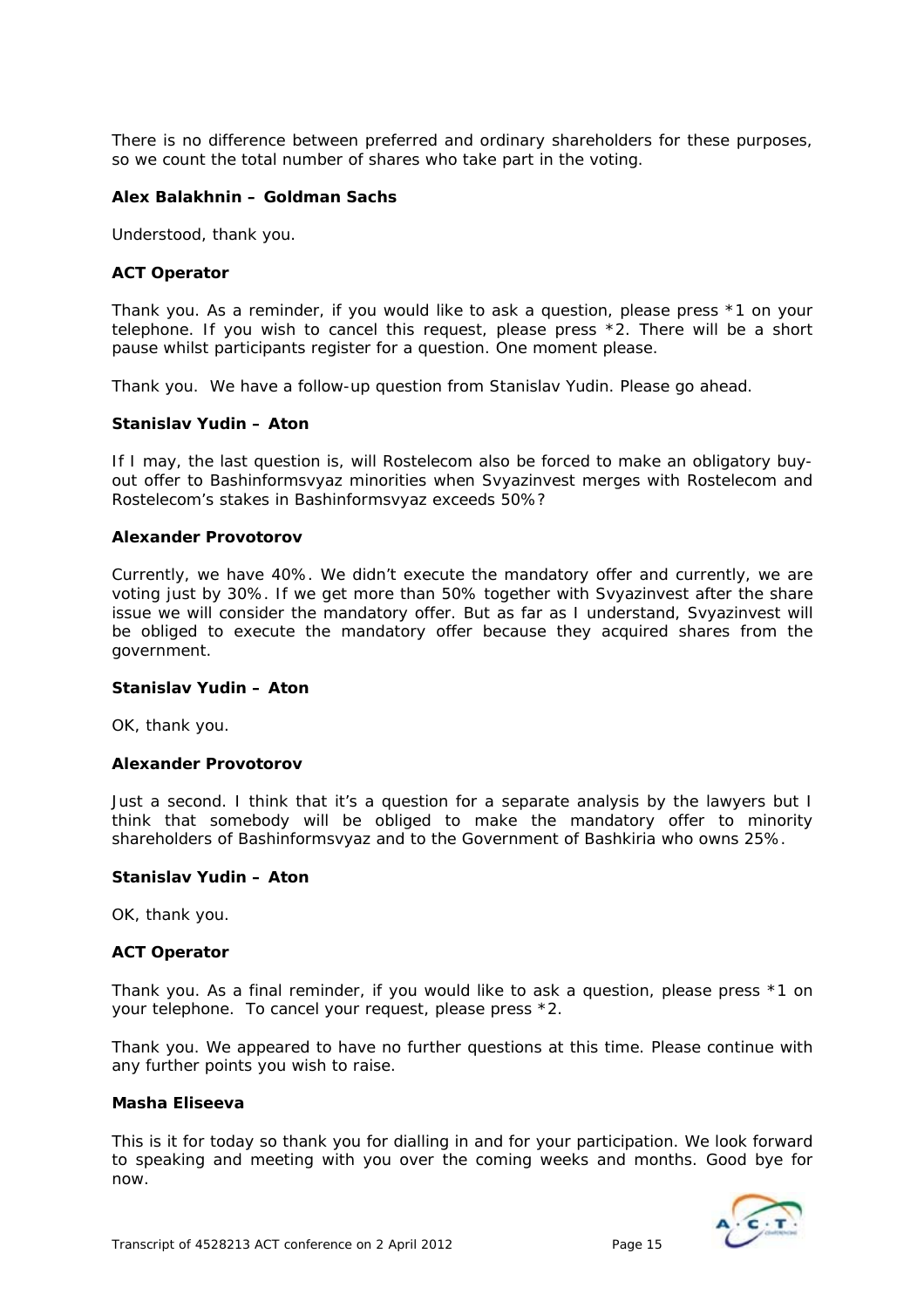There is no difference between preferred and ordinary shareholders for these purposes, so we count the total number of shares who take part in the voting.

**Alex Balakhnin – Goldman Sachs**

Understood, thank you.

**ACT Operator**

Thank you. As a reminder, if you would like to ask a question, please press *1 on your telephone. If you wish to cancel this request, please press *2. There will be a short pause whilst participants register for a question. One moment please.

Thank you. We have a follow-up question from Stanislav Yudin. Please go ahead.

**Stanislav Yudin – Aton**

If I may, the last question is, will Rostelecom also be forced to make an obligatory buy-out offer to Bashinformsvyaz minorities when Svyazinvest merges with Rostelecom and Rostelecom's stakes in Bashinformsvyaz exceeds 50%?

**Alexander Provotorov**

Currently, we have 40%. We didn't execute the mandatory offer and currently, we are voting just by 30%. If we get more than 50% together with Svyazinvest after the share issue we will consider the mandatory offer. But as far as I understand, Svyazinvest will be obliged to execute the mandatory offer because they acquired shares from the government.

**Stanislav Yudin – Aton**

OK, thank you.

**Alexander Provotorov**

Just a second. I think that it's a question for a separate analysis by the lawyers but I think that somebody will be obliged to make the mandatory offer to minority shareholders of Bashinformsvyaz and to the Government of Bashkiria who owns 25%.

**Stanislav Yudin – Aton**

OK, thank you.

**ACT Operator**

Thank you. As a final reminder, if you would like to ask a question, please press *1 on your telephone. To cancel your request, please press *2.

Thank you. We appeared to have no further questions at this time. Please continue with any further points you wish to raise.

**Masha Eliseeva**

This is it for today so thank you for dialling in and for your participation. We look forward to speaking and meeting with you over the coming weeks and months. Good bye for now.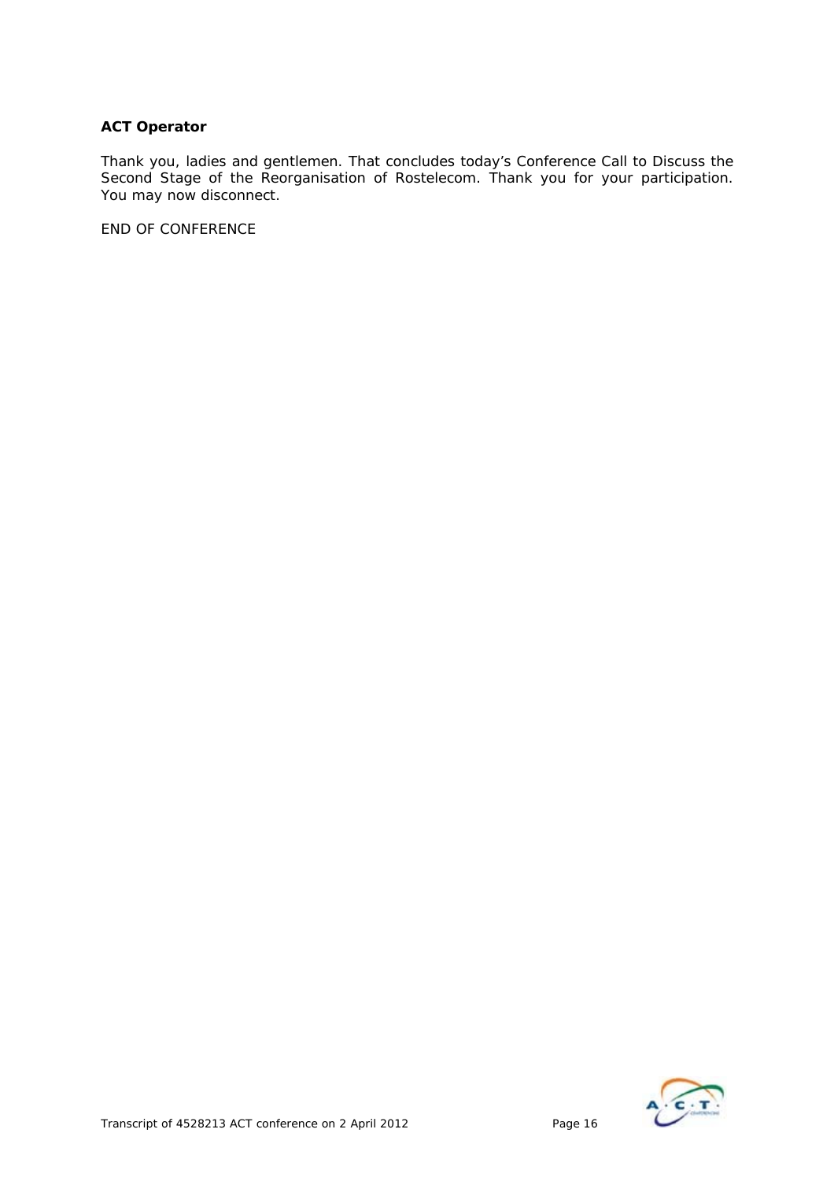**ACT Operator**

Thank you, ladies and gentlemen. That concludes today's Conference Call to Discuss the Second Stage of the Reorganisation of Rostelecom. Thank you for your participation. You may now disconnect.

END OF CONFERENCE